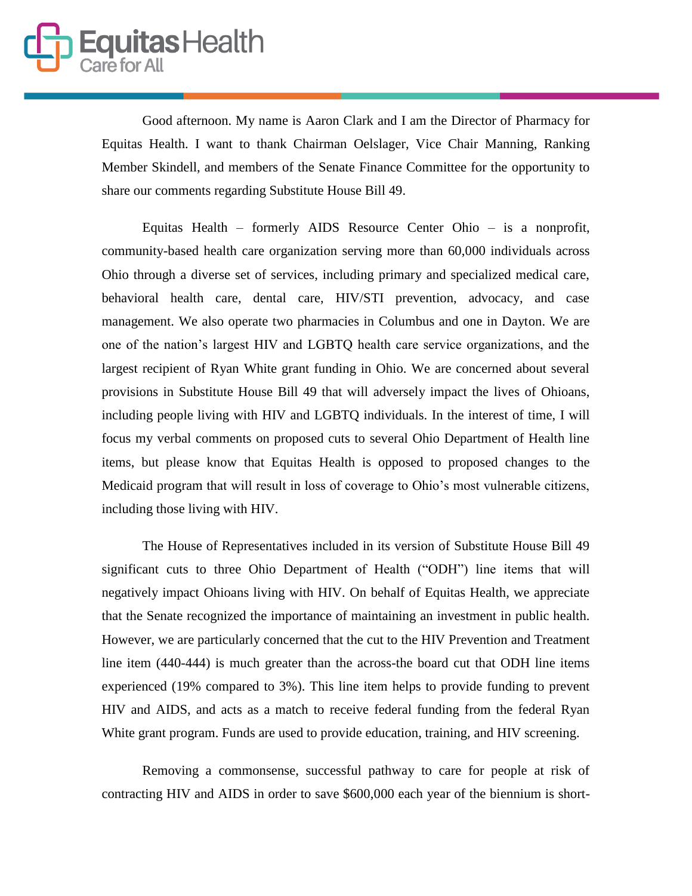Good afternoon. My name is Aaron Clark and I am the Director of Pharmacy for Equitas Health. I want to thank Chairman Oelslager, Vice Chair Manning, Ranking Member Skindell, and members of the Senate Finance Committee for the opportunity to share our comments regarding Substitute House Bill 49.

Equitas Health – formerly AIDS Resource Center Ohio – is a nonprofit, community-based health care organization serving more than 60,000 individuals across Ohio through a diverse set of services, including primary and specialized medical care, behavioral health care, dental care, HIV/STI prevention, advocacy, and case management. We also operate two pharmacies in Columbus and one in Dayton. We are one of the nation's largest HIV and LGBTQ health care service organizations, and the largest recipient of Ryan White grant funding in Ohio. We are concerned about several provisions in Substitute House Bill 49 that will adversely impact the lives of Ohioans, including people living with HIV and LGBTQ individuals. In the interest of time, I will focus my verbal comments on proposed cuts to several Ohio Department of Health line items, but please know that Equitas Health is opposed to proposed changes to the Medicaid program that will result in loss of coverage to Ohio's most vulnerable citizens, including those living with HIV.

The House of Representatives included in its version of Substitute House Bill 49 significant cuts to three Ohio Department of Health ("ODH") line items that will negatively impact Ohioans living with HIV. On behalf of Equitas Health, we appreciate that the Senate recognized the importance of maintaining an investment in public health. However, we are particularly concerned that the cut to the HIV Prevention and Treatment line item (440-444) is much greater than the across-the board cut that ODH line items experienced (19% compared to 3%). This line item helps to provide funding to prevent HIV and AIDS, and acts as a match to receive federal funding from the federal Ryan White grant program. Funds are used to provide education, training, and HIV screening.

Removing a commonsense, successful pathway to care for people at risk of contracting HIV and AIDS in order to save $600,000 each year of the biennium is short-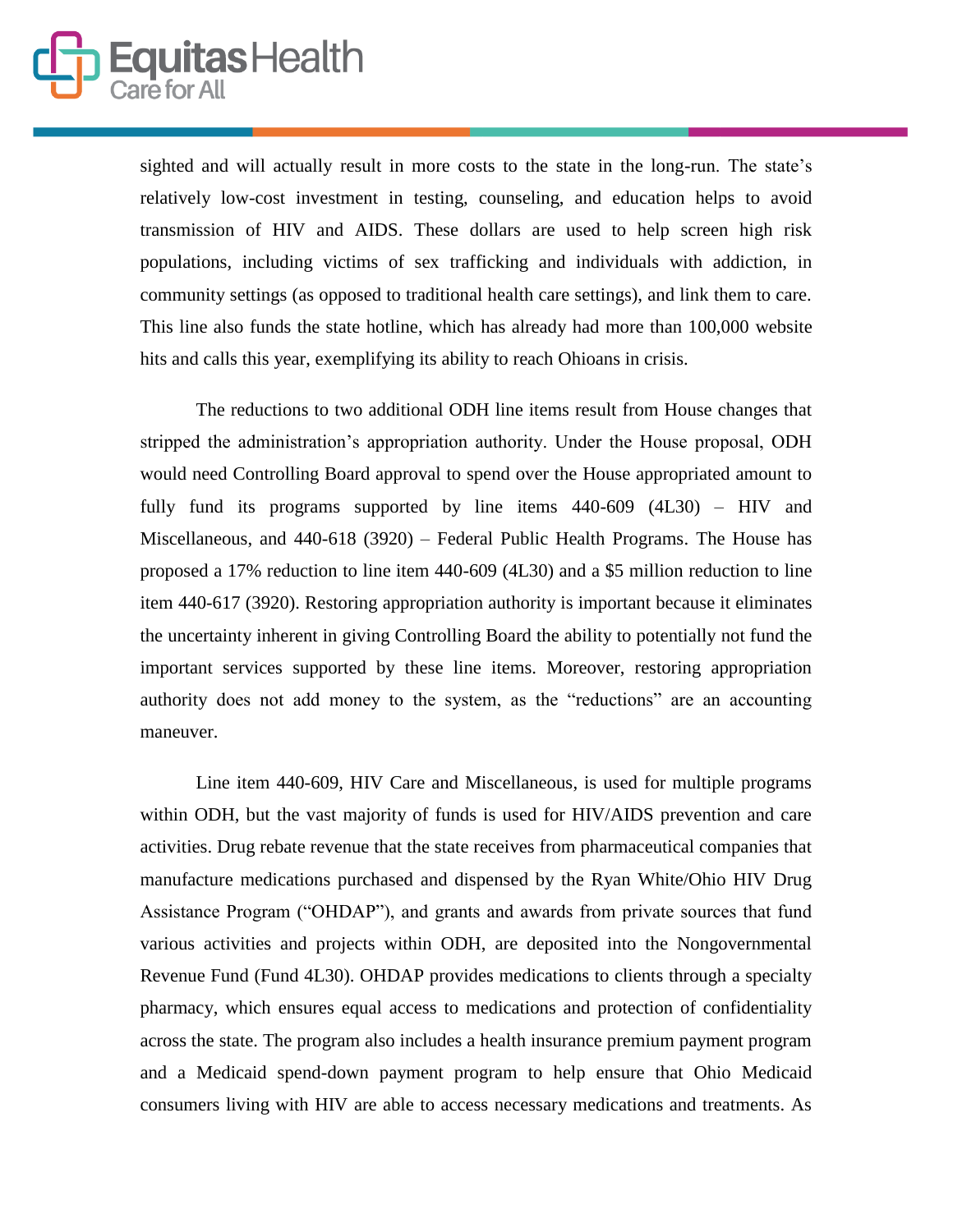sighted and will actually result in more costs to the state in the long-run. The state's relatively low-cost investment in testing, counseling, and education helps to avoid transmission of HIV and AIDS. These dollars are used to help screen high risk populations, including victims of sex trafficking and individuals with addiction, in community settings (as opposed to traditional health care settings), and link them to care. This line also funds the state hotline, which has already had more than 100,000 website hits and calls this year, exemplifying its ability to reach Ohioans in crisis.

The reductions to two additional ODH line items result from House changes that stripped the administration's appropriation authority. Under the House proposal, ODH would need Controlling Board approval to spend over the House appropriated amount to fully fund its programs supported by line items 440-609 (4L30) – HIV and Miscellaneous, and 440-618 (3920) – Federal Public Health Programs. The House has proposed a 17% reduction to line item 440-609 (4L30) and a $5 million reduction to line item 440-617 (3920). Restoring appropriation authority is important because it eliminates the uncertainty inherent in giving Controlling Board the ability to potentially not fund the important services supported by these line items. Moreover, restoring appropriation authority does not add money to the system, as the "reductions" are an accounting maneuver.

Line item 440-609, HIV Care and Miscellaneous, is used for multiple programs within ODH, but the vast majority of funds is used for HIV/AIDS prevention and care activities. Drug rebate revenue that the state receives from pharmaceutical companies that manufacture medications purchased and dispensed by the Ryan White/Ohio HIV Drug Assistance Program ("OHDAP"), and grants and awards from private sources that fund various activities and projects within ODH, are deposited into the Nongovernmental Revenue Fund (Fund 4L30). OHDAP provides medications to clients through a specialty pharmacy, which ensures equal access to medications and protection of confidentiality across the state. The program also includes a health insurance premium payment program and a Medicaid spend-down payment program to help ensure that Ohio Medicaid consumers living with HIV are able to access necessary medications and treatments. As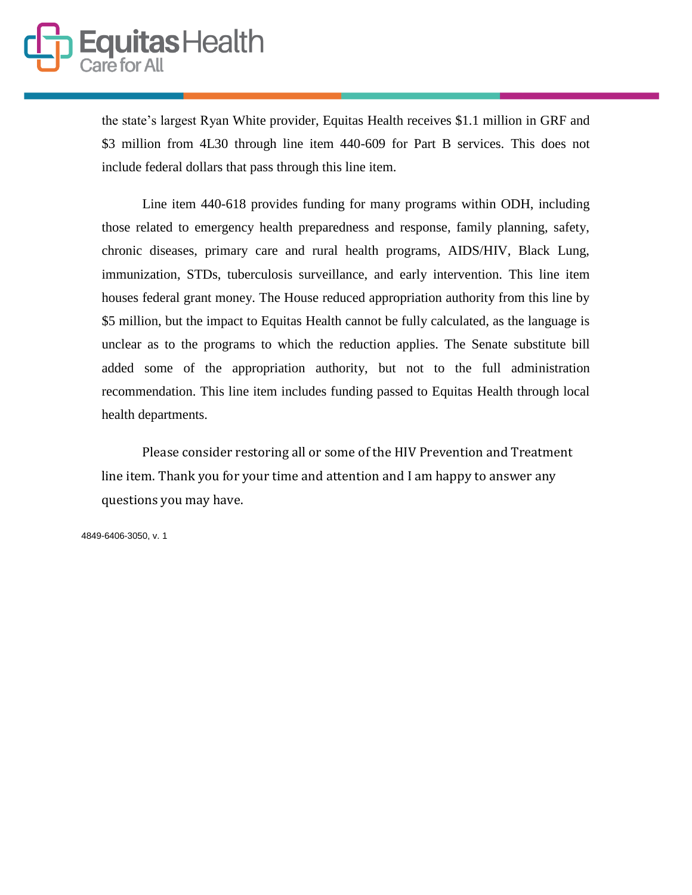the state's largest Ryan White provider, Equitas Health receives $1.1 million in GRF and $3 million from 4L30 through line item 440-609 for Part B services. This does not include federal dollars that pass through this line item.

Line item 440-618 provides funding for many programs within ODH, including those related to emergency health preparedness and response, family planning, safety, chronic diseases, primary care and rural health programs, AIDS/HIV, Black Lung, immunization, STDs, tuberculosis surveillance, and early intervention. This line item houses federal grant money. The House reduced appropriation authority from this line by $5 million, but the impact to Equitas Health cannot be fully calculated, as the language is unclear as to the programs to which the reduction applies. The Senate substitute bill added some of the appropriation authority, but not to the full administration recommendation. This line item includes funding passed to Equitas Health through local health departments.

Please consider restoring all or some of the HIV Prevention and Treatment line item. Thank you for your time and attention and I am happy to answer any questions you may have.

4849-6406-3050, v. 1